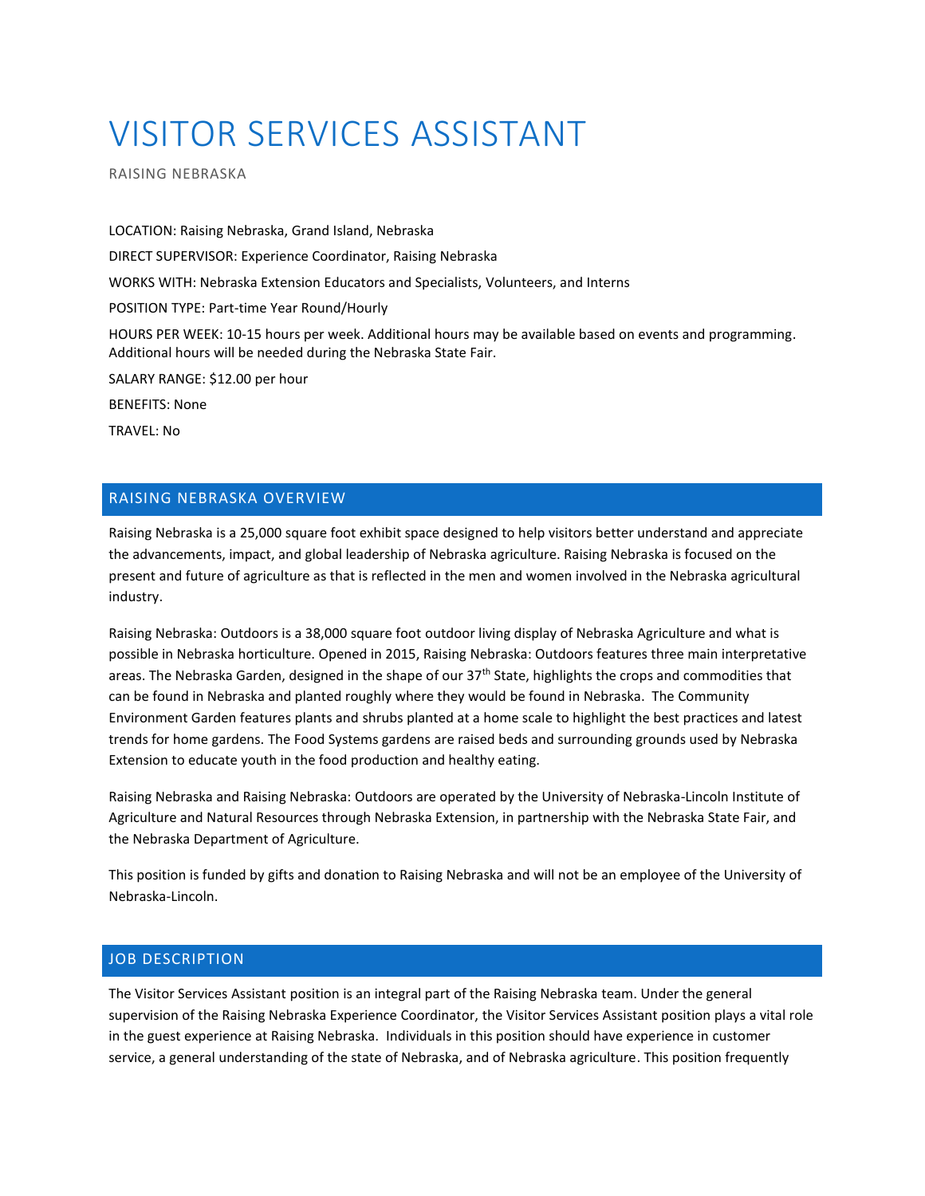# VISITOR SERVICES ASSISTANT

RAISING NEBRASKA

LOCATION: Raising Nebraska, Grand Island, Nebraska

DIRECT SUPERVISOR: Experience Coordinator, Raising Nebraska

WORKS WITH: Nebraska Extension Educators and Specialists, Volunteers, and Interns

POSITION TYPE: Part-time Year Round/Hourly

HOURS PER WEEK: 10-15 hours per week. Additional hours may be available based on events and programming. Additional hours will be needed during the Nebraska State Fair.

SALARY RANGE: $12.00 per hour

BENEFITS: None

TRAVEL: No

## RAISING NEBRASKA OVERVIEW

Raising Nebraska is a 25,000 square foot exhibit space designed to help visitors better understand and appreciate the advancements, impact, and global leadership of Nebraska agriculture. Raising Nebraska is focused on the present and future of agriculture as that is reflected in the men and women involved in the Nebraska agricultural industry.

Raising Nebraska: Outdoors is a 38,000 square foot outdoor living display of Nebraska Agriculture and what is possible in Nebraska horticulture. Opened in 2015, Raising Nebraska: Outdoors features three main interpretative areas. The Nebraska Garden, designed in the shape of our 37th State, highlights the crops and commodities that can be found in Nebraska and planted roughly where they would be found in Nebraska. The Community Environment Garden features plants and shrubs planted at a home scale to highlight the best practices and latest trends for home gardens. The Food Systems gardens are raised beds and surrounding grounds used by Nebraska Extension to educate youth in the food production and healthy eating.

Raising Nebraska and Raising Nebraska: Outdoors are operated by the University of Nebraska-Lincoln Institute of Agriculture and Natural Resources through Nebraska Extension, in partnership with the Nebraska State Fair, and the Nebraska Department of Agriculture.

This position is funded by gifts and donation to Raising Nebraska and will not be an employee of the University of Nebraska-Lincoln.

## JOB DESCRIPTION

The Visitor Services Assistant position is an integral part of the Raising Nebraska team. Under the general supervision of the Raising Nebraska Experience Coordinator, the Visitor Services Assistant position plays a vital role in the guest experience at Raising Nebraska. Individuals in this position should have experience in customer service, a general understanding of the state of Nebraska, and of Nebraska agriculture. This position frequently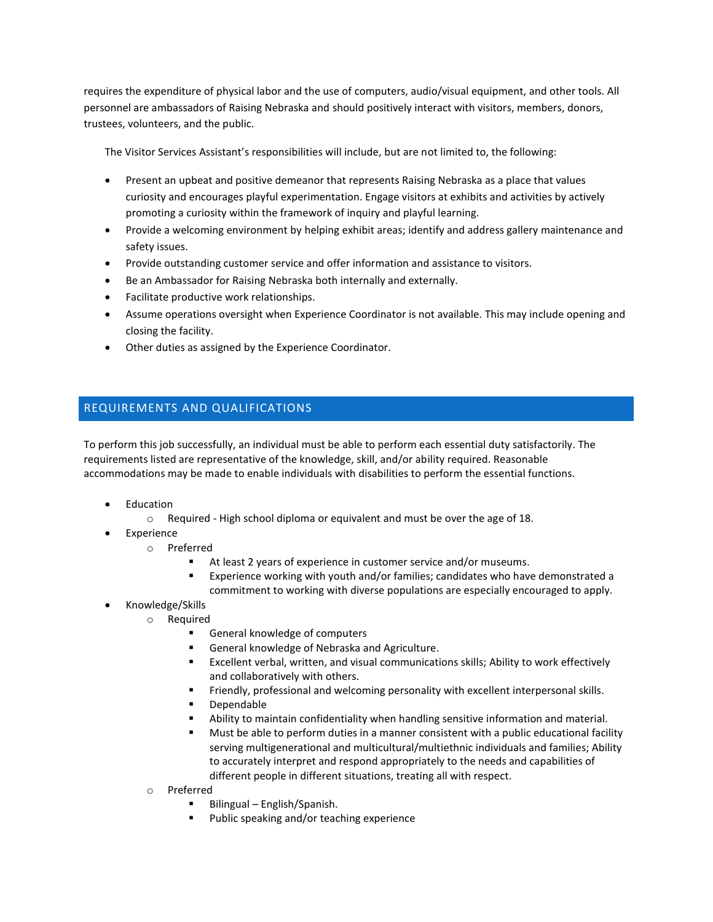requires the expenditure of physical labor and the use of computers, audio/visual equipment, and other tools. All personnel are ambassadors of Raising Nebraska and should positively interact with visitors, members, donors, trustees, volunteers, and the public.

The Visitor Services Assistant's responsibilities will include, but are not limited to, the following:

- Present an upbeat and positive demeanor that represents Raising Nebraska as a place that values curiosity and encourages playful experimentation. Engage visitors at exhibits and activities by actively promoting a curiosity within the framework of inquiry and playful learning.
- Provide a welcoming environment by helping exhibit areas; identify and address gallery maintenance and safety issues.
- Provide outstanding customer service and offer information and assistance to visitors.
- Be an Ambassador for Raising Nebraska both internally and externally.
- Facilitate productive work relationships.
- Assume operations oversight when Experience Coordinator is not available. This may include opening and closing the facility.
- Other duties as assigned by the Experience Coordinator.

## REQUIREMENTS AND QUALIFICATIONS

To perform this job successfully, an individual must be able to perform each essential duty satisfactorily. The requirements listed are representative of the knowledge, skill, and/or ability required. Reasonable accommodations may be made to enable individuals with disabilities to perform the essential functions.

- Education
  - Required - High school diploma or equivalent and must be over the age of 18.
- Experience
  - Preferred
    - At least 2 years of experience in customer service and/or museums.
    - Experience working with youth and/or families; candidates who have demonstrated a commitment to working with diverse populations are especially encouraged to apply.
- Knowledge/Skills
  - Required
    - General knowledge of computers
    - General knowledge of Nebraska and Agriculture.
    - Excellent verbal, written, and visual communications skills; Ability to work effectively and collaboratively with others.
    - Friendly, professional and welcoming personality with excellent interpersonal skills.
    - Dependable
    - Ability to maintain confidentiality when handling sensitive information and material.
    - Must be able to perform duties in a manner consistent with a public educational facility serving multigenerational and multicultural/multiethnic individuals and families; Ability to accurately interpret and respond appropriately to the needs and capabilities of different people in different situations, treating all with respect.
  - Preferred
    - Bilingual – English/Spanish.
    - Public speaking and/or teaching experience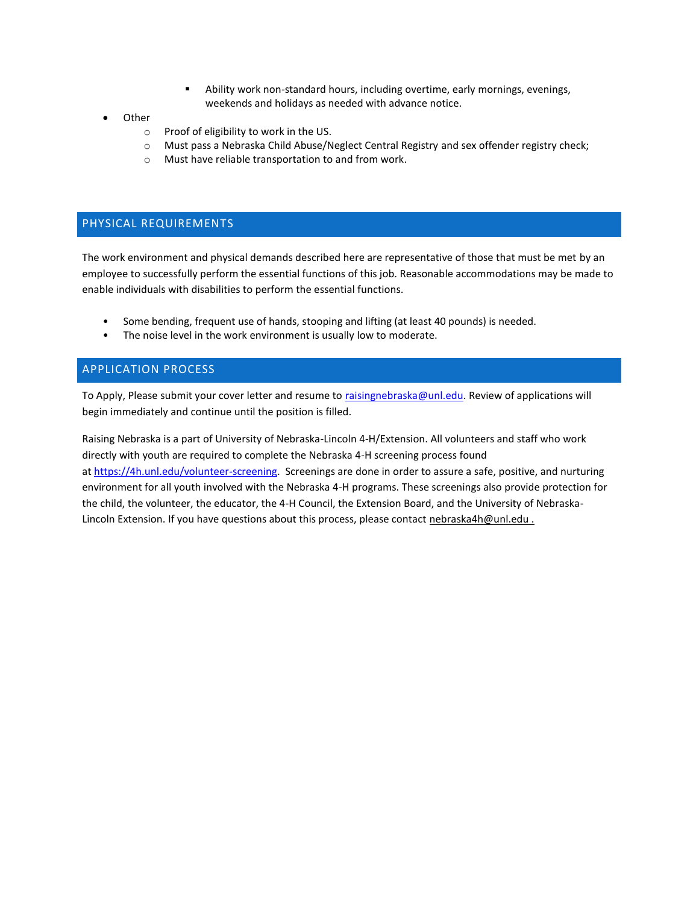- Ability work non-standard hours, including overtime, early mornings, evenings, weekends and holidays as needed with advance notice.

- Other
    - Proof of eligibility to work in the US.
    - Must pass a Nebraska Child Abuse/Neglect Central Registry and sex offender registry check;
    - Must have reliable transportation to and from work.

## PHYSICAL REQUIREMENTS

The work environment and physical demands described here are representative of those that must be met by an employee to successfully perform the essential functions of this job. Reasonable accommodations may be made to enable individuals with disabilities to perform the essential functions.

- Some bending, frequent use of hands, stooping and lifting (at least 40 pounds) is needed.
- The noise level in the work environment is usually low to moderate.

## APPLICATION PROCESS

To Apply, Please submit your cover letter and resume to raisingnebraska@unl.edu. Review of applications will begin immediately and continue until the position is filled.

Raising Nebraska is a part of University of Nebraska-Lincoln 4-H/Extension. All volunteers and staff who work directly with youth are required to complete the Nebraska 4-H screening process found at https://4h.unl.edu/volunteer-screening. Screenings are done in order to assure a safe, positive, and nurturing environment for all youth involved with the Nebraska 4-H programs. These screenings also provide protection for the child, the volunteer, the educator, the 4-H Council, the Extension Board, and the University of Nebraska-Lincoln Extension. If you have questions about this process, please contact nebraska4h@unl.edu .